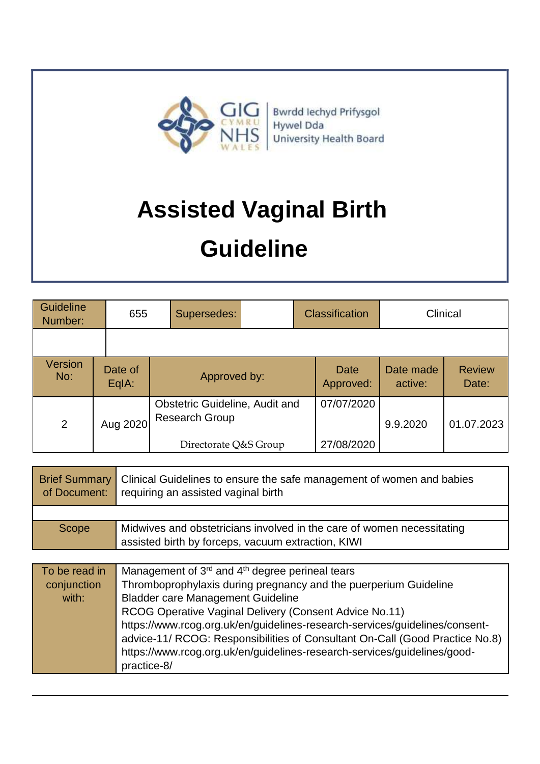Bwrdd Iechyd Prifysgol Hywel Dda University Health Board

# Assisted Vaginal Birth Guideline

| Guideline Number: | 655 | Supersedes: | | Classification | Clinical |
|---|---|---|---|---|---|
| | | | | | |

| Version No: | Date of EqIA: | Approved by: | Date Approved: | Date made active: | Review Date: |
|---|---|---|---|---|---|
| 2 | Aug 2020 | Obstetric Guideline, Audit and Research Group | 07/07/2020 | 9.9.2020 | 01.07.2023 |
| | | Directorate Q&S Group | 27/08/2020 | | |

| Brief Summary of Document: | Clinical Guidelines to ensure the safe management of women and babies requiring an assisted vaginal birth |
|---|---|
| | |
| Scope | Midwives and obstetricians involved in the care of women necessitating assisted birth by forceps, vacuum extraction, KIWI |

| To be read in conjunction with: | Management of 3rd and 4th degree perineal tears<br>Thromboprophylaxis during pregnancy and the puerperium Guideline<br>Bladder care Management Guideline<br>RCOG Operative Vaginal Delivery (Consent Advice No.11) https://www.rcog.org.uk/en/guidelines-research-services/guidelines/consent-advice-11/ RCOG: Responsibilities of Consultant On-Call (Good Practice No.8) https://www.rcog.org.uk/en/guidelines-research-services/guidelines/good-practice-8/ |
|---|---|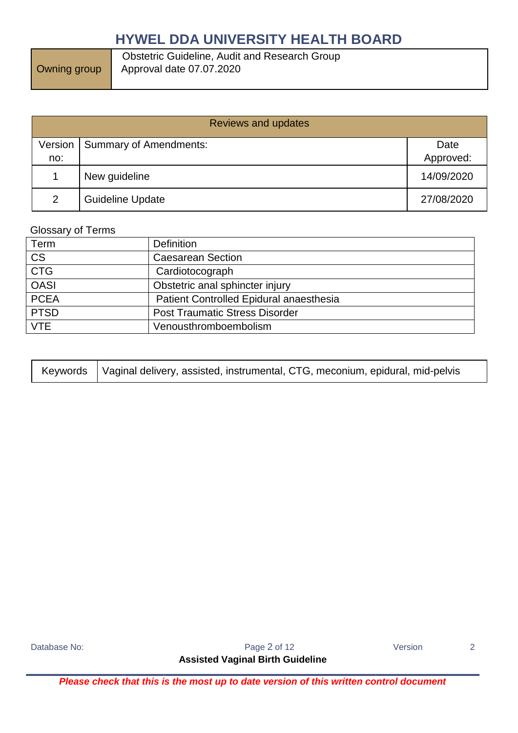# HYWEL DDA UNIVERSITY HEALTH BOARD

| Owning group | Obstetric Guideline, Audit and Research Group<br>Approval date 07.07.2020 |
|---|---|

| Reviews and updates | | |
|---|---|---|
| Version no: | Summary of Amendments: | Date Approved: |
| 1 | New guideline | 14/09/2020 |
| 2 | Guideline Update | 27/08/2020 |

Glossary of Terms

| Term | Definition |
|---|---|
| CS | Caesarean Section |
| CTG | Cardiotocograph |
| OASI | Obstetric anal sphincter injury |
| PCEA | Patient Controlled Epidural anaesthesia |
| PTSD | Post Traumatic Stress Disorder |
| VTE | Venousthromboembolism |

| Keywords | Vaginal delivery, assisted, instrumental, CTG, meconium, epidural, mid-pelvis |
|---|---|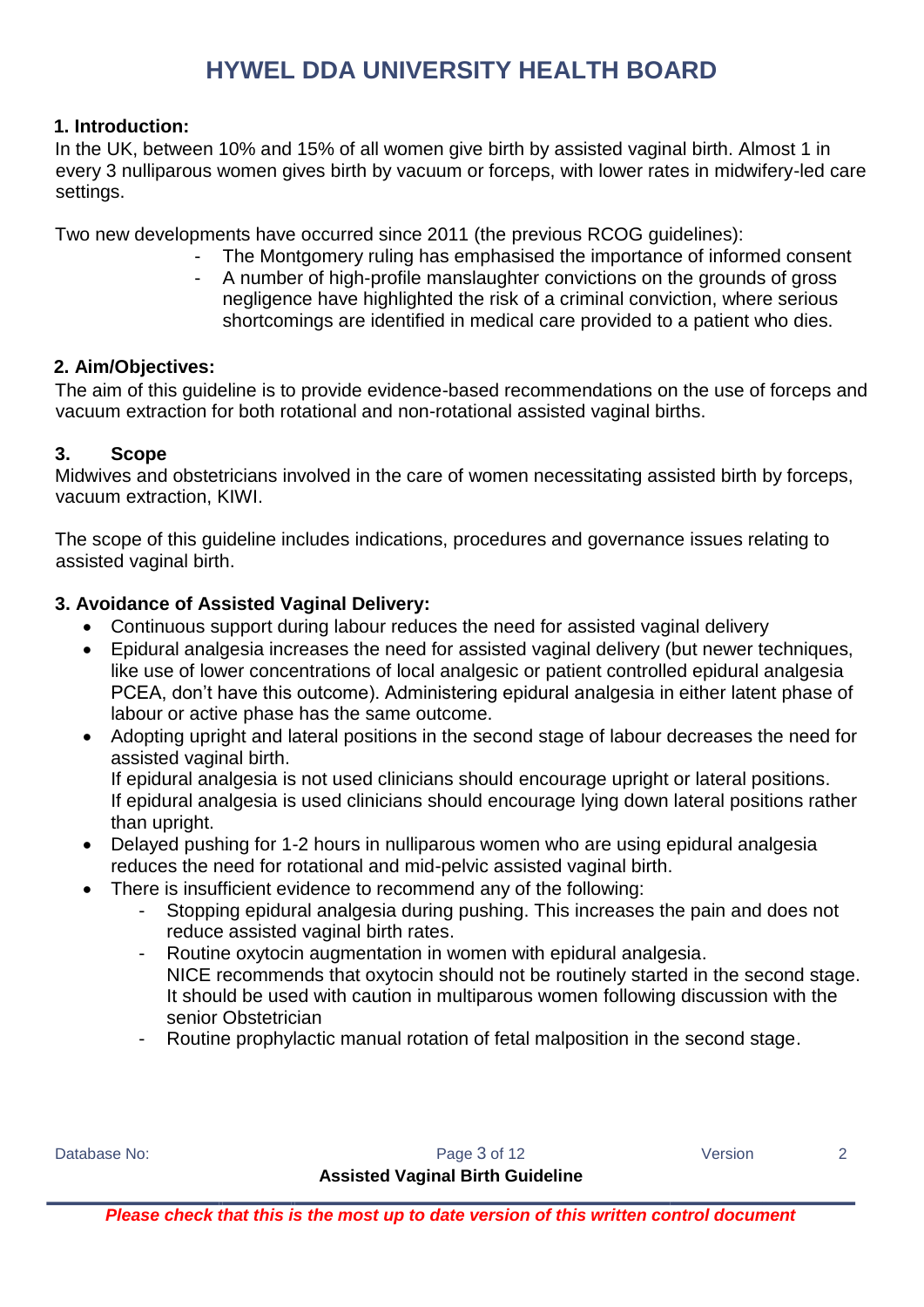## 1. Introduction:

In the UK, between 10% and 15% of all women give birth by assisted vaginal birth. Almost 1 in every 3 nulliparous women gives birth by vacuum or forceps, with lower rates in midwifery-led care settings.

Two new developments have occurred since 2011 (the previous RCOG guidelines):

- The Montgomery ruling has emphasised the importance of informed consent
- A number of high-profile manslaughter convictions on the grounds of gross negligence have highlighted the risk of a criminal conviction, where serious shortcomings are identified in medical care provided to a patient who dies.

## 2. Aim/Objectives:

The aim of this guideline is to provide evidence-based recommendations on the use of forceps and vacuum extraction for both rotational and non-rotational assisted vaginal births.

## 3. Scope

Midwives and obstetricians involved in the care of women necessitating assisted birth by forceps, vacuum extraction, KIWI.

The scope of this guideline includes indications, procedures and governance issues relating to assisted vaginal birth.

## 3. Avoidance of Assisted Vaginal Delivery:

- Continuous support during labour reduces the need for assisted vaginal delivery
- Epidural analgesia increases the need for assisted vaginal delivery (but newer techniques, like use of lower concentrations of local analgesic or patient controlled epidural analgesia PCEA, don't have this outcome). Administering epidural analgesia in either latent phase of labour or active phase has the same outcome.
- Adopting upright and lateral positions in the second stage of labour decreases the need for assisted vaginal birth.
  If epidural analgesia is not used clinicians should encourage upright or lateral positions.
  If epidural analgesia is used clinicians should encourage lying down lateral positions rather than upright.
- Delayed pushing for 1-2 hours in nulliparous women who are using epidural analgesia reduces the need for rotational and mid-pelvic assisted vaginal birth.
- There is insufficient evidence to recommend any of the following:
  - Stopping epidural analgesia during pushing. This increases the pain and does not reduce assisted vaginal birth rates.
  - Routine oxytocin augmentation in women with epidural analgesia.
    NICE recommends that oxytocin should not be routinely started in the second stage. It should be used with caution in multiparous women following discussion with the senior Obstetrician
  - Routine prophylactic manual rotation of fetal malposition in the second stage.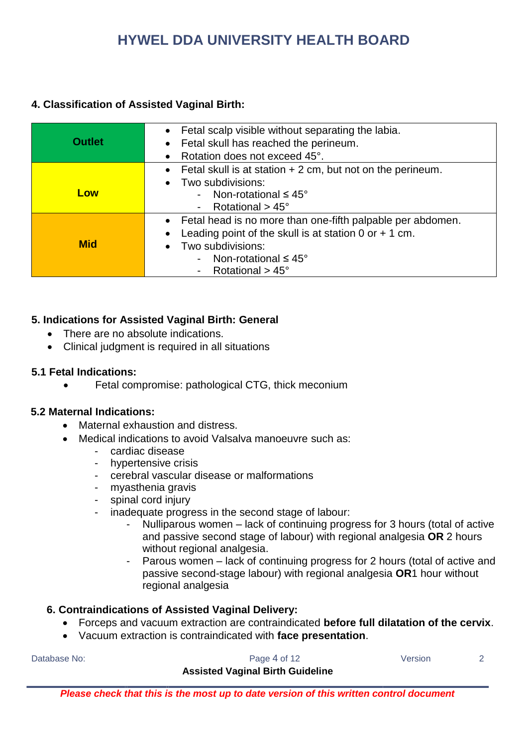## 4. Classification of Assisted Vaginal Birth:

| | |
|---|---|
| **Outlet** | • Fetal scalp visible without separating the labia.<br>• Fetal skull has reached the perineum.<br>• Rotation does not exceed 45°. |
| **Low** | • Fetal skull is at station + 2 cm, but not on the perineum.<br>• Two subdivisions:<br>- Non-rotational ≤ 45°<br>- Rotational > 45° |
| **Mid** | • Fetal head is no more than one-fifth palpable per abdomen.<br>• Leading point of the skull is at station 0 or + 1 cm.<br>• Two subdivisions:<br>- Non-rotational ≤ 45°<br>- Rotational > 45° |

## 5. Indications for Assisted Vaginal Birth: General

- There are no absolute indications.
- Clinical judgment is required in all situations

### 5.1 Fetal Indications:

- Fetal compromise: pathological CTG, thick meconium

### 5.2 Maternal Indications:

- Maternal exhaustion and distress.
- Medical indications to avoid Valsalva manoeuvre such as:
  - cardiac disease
  - hypertensive crisis
  - cerebral vascular disease or malformations
  - myasthenia gravis
  - spinal cord injury
  - inadequate progress in the second stage of labour:
    - Nulliparous women – lack of continuing progress for 3 hours (total of active and passive second stage of labour) with regional analgesia **OR** 2 hours without regional analgesia.
    - Parous women – lack of continuing progress for 2 hours (total of active and passive second-stage labour) with regional analgesia **OR**1 hour without regional analgesia

## 6. Contraindications of Assisted Vaginal Delivery:

- Forceps and vacuum extraction are contraindicated **before full dilatation of the cervix**.
- Vacuum extraction is contraindicated with **face presentation**.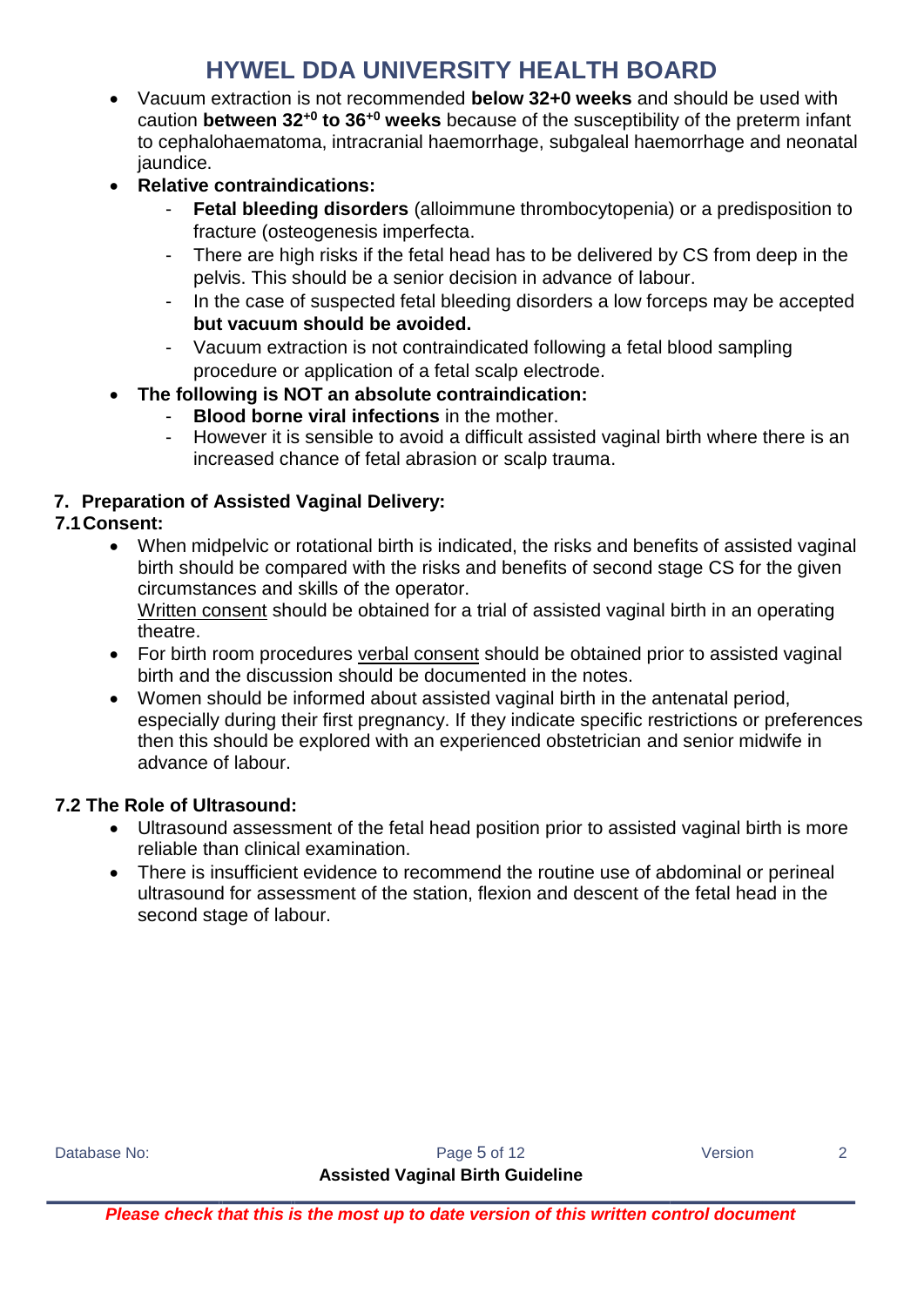- Vacuum extraction is not recommended **below 32+0 weeks** and should be used with caution **between $32^{+0}$ to $36^{+0}$ weeks** because of the susceptibility of the preterm infant to cephalohaematoma, intracranial haemorrhage, subgaleal haemorrhage and neonatal jaundice.
- **Relative contraindications:**
  - **Fetal bleeding disorders** (alloimmune thrombocytopenia) or a predisposition to fracture (osteogenesis imperfecta.
  - There are high risks if the fetal head has to be delivered by CS from deep in the pelvis. This should be a senior decision in advance of labour.
  - In the case of suspected fetal bleeding disorders a low forceps may be accepted **but vacuum should be avoided.**
  - Vacuum extraction is not contraindicated following a fetal blood sampling procedure or application of a fetal scalp electrode.
- **The following is NOT an absolute contraindication:**
  - **Blood borne viral infections** in the mother.
  - However it is sensible to avoid a difficult assisted vaginal birth where there is an increased chance of fetal abrasion or scalp trauma.

## 7. Preparation of Assisted Vaginal Delivery:

### 7.1 Consent:

- When midpelvic or rotational birth is indicated, the risks and benefits of assisted vaginal birth should be compared with the risks and benefits of second stage CS for the given circumstances and skills of the operator.
  Written consent should be obtained for a trial of assisted vaginal birth in an operating theatre.
- For birth room procedures verbal consent should be obtained prior to assisted vaginal birth and the discussion should be documented in the notes.
- Women should be informed about assisted vaginal birth in the antenatal period, especially during their first pregnancy. If they indicate specific restrictions or preferences then this should be explored with an experienced obstetrician and senior midwife in advance of labour.

### 7.2 The Role of Ultrasound:

- Ultrasound assessment of the fetal head position prior to assisted vaginal birth is more reliable than clinical examination.
- There is insufficient evidence to recommend the routine use of abdominal or perineal ultrasound for assessment of the station, flexion and descent of the fetal head in the second stage of labour.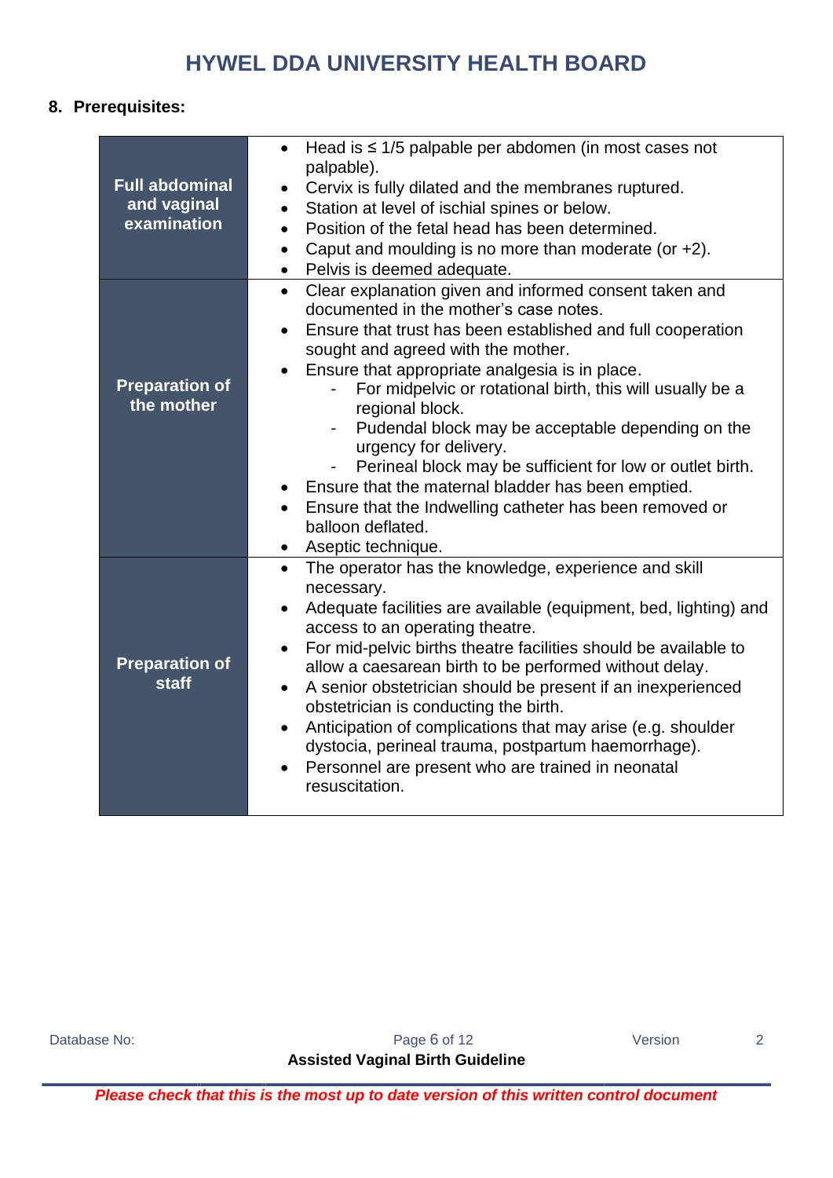## 8. Prerequisites:

| | |
|---|---|
| **Full abdominal and vaginal examination** | • Head is ≤ 1/5 palpable per abdomen (in most cases not palpable).<br>• Cervix is fully dilated and the membranes ruptured.<br>• Station at level of ischial spines or below.<br>• Position of the fetal head has been determined.<br>• Caput and moulding is no more than moderate (or +2).<br>• Pelvis is deemed adequate. |
| **Preparation of the mother** | • Clear explanation given and informed consent taken and documented in the mother's case notes.<br>• Ensure that trust has been established and full cooperation sought and agreed with the mother.<br>• Ensure that appropriate analgesia is in place.<br>  - For midpelvic or rotational birth, this will usually be a regional block.<br>  - Pudendal block may be acceptable depending on the urgency for delivery.<br>  - Perineal block may be sufficient for low or outlet birth.<br>• Ensure that the maternal bladder has been emptied.<br>• Ensure that the Indwelling catheter has been removed or balloon deflated.<br>• Aseptic technique. |
| **Preparation of staff** | • The operator has the knowledge, experience and skill necessary.<br>• Adequate facilities are available (equipment, bed, lighting) and access to an operating theatre.<br>• For mid-pelvic births theatre facilities should be available to allow a caesarean birth to be performed without delay.<br>• A senior obstetrician should be present if an inexperienced obstetrician is conducting the birth.<br>• Anticipation of complications that may arise (e.g. shoulder dystocia, perineal trauma, postpartum haemorrhage).<br>• Personnel are present who are trained in neonatal resuscitation. |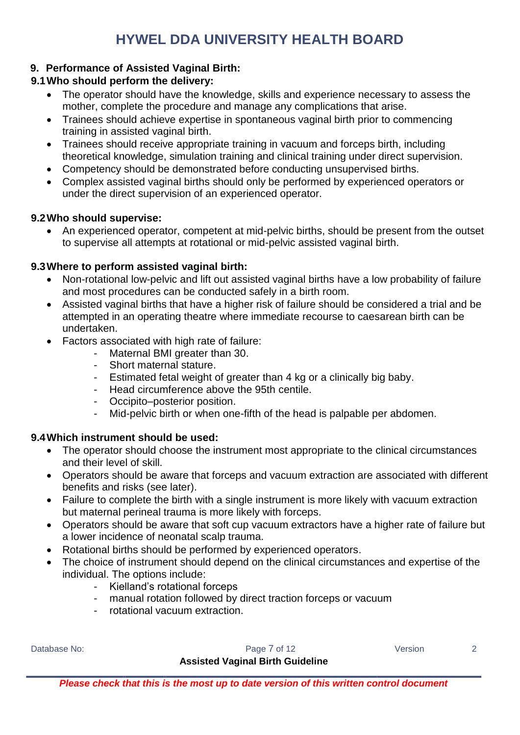## 9. Performance of Assisted Vaginal Birth:

### 9.1 Who should perform the delivery:

- The operator should have the knowledge, skills and experience necessary to assess the mother, complete the procedure and manage any complications that arise.
- Trainees should achieve expertise in spontaneous vaginal birth prior to commencing training in assisted vaginal birth.
- Trainees should receive appropriate training in vacuum and forceps birth, including theoretical knowledge, simulation training and clinical training under direct supervision.
- Competency should be demonstrated before conducting unsupervised births.
- Complex assisted vaginal births should only be performed by experienced operators or under the direct supervision of an experienced operator.

### 9.2 Who should supervise:

- An experienced operator, competent at mid-pelvic births, should be present from the outset to supervise all attempts at rotational or mid-pelvic assisted vaginal birth.

### 9.3 Where to perform assisted vaginal birth:

- Non-rotational low-pelvic and lift out assisted vaginal births have a low probability of failure and most procedures can be conducted safely in a birth room.
- Assisted vaginal births that have a higher risk of failure should be considered a trial and be attempted in an operating theatre where immediate recourse to caesarean birth can be undertaken.
- Factors associated with high rate of failure:
    - Maternal BMI greater than 30.
    - Short maternal stature.
    - Estimated fetal weight of greater than 4 kg or a clinically big baby.
    - Head circumference above the 95th centile.
    - Occipito–posterior position.
    - Mid-pelvic birth or when one-fifth of the head is palpable per abdomen.

### 9.4 Which instrument should be used:

- The operator should choose the instrument most appropriate to the clinical circumstances and their level of skill.
- Operators should be aware that forceps and vacuum extraction are associated with different benefits and risks (see later).
- Failure to complete the birth with a single instrument is more likely with vacuum extraction but maternal perineal trauma is more likely with forceps.
- Operators should be aware that soft cup vacuum extractors have a higher rate of failure but a lower incidence of neonatal scalp trauma.
- Rotational births should be performed by experienced operators.
- The choice of instrument should depend on the clinical circumstances and expertise of the individual. The options include:
    - Kielland's rotational forceps
    - manual rotation followed by direct traction forceps or vacuum
    - rotational vacuum extraction.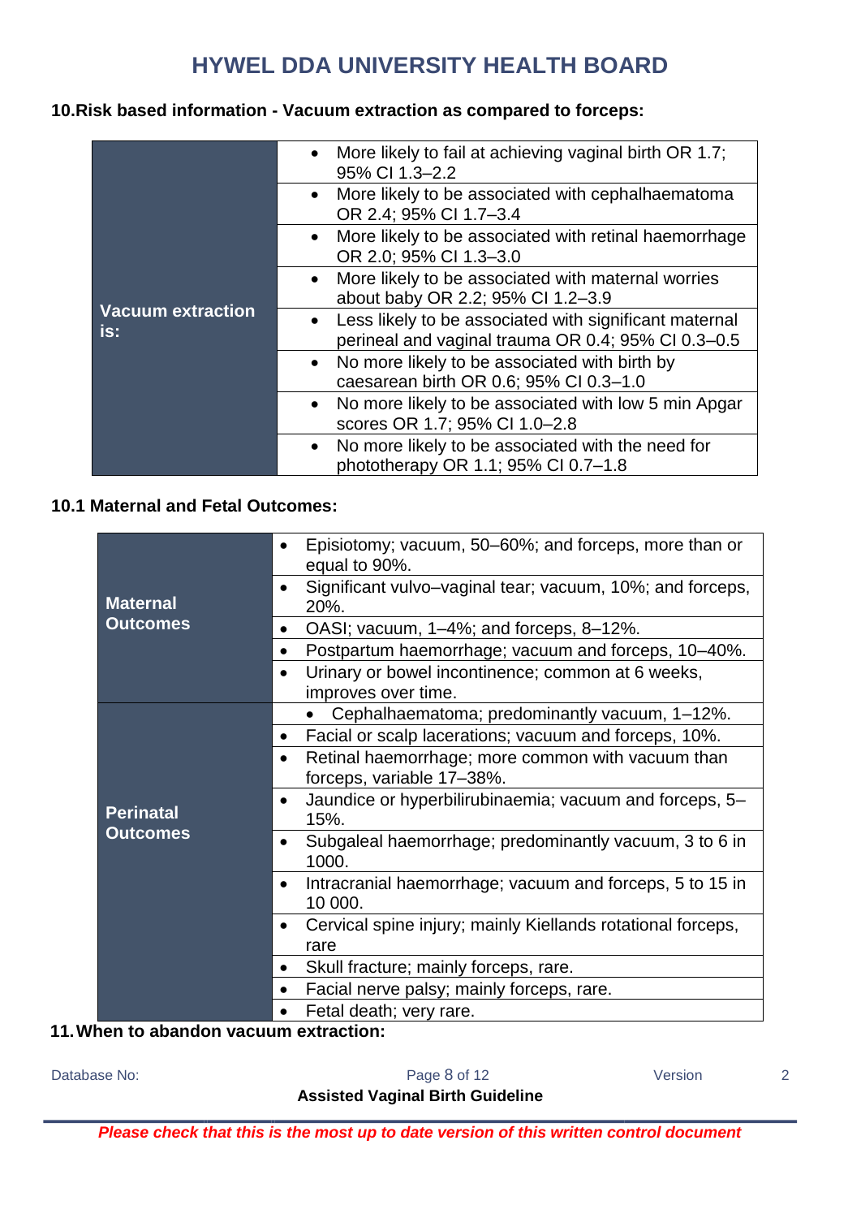## 10. Risk based information - Vacuum extraction as compared to forceps:

| | |
|---|---|
| **Vacuum extraction is:** | • More likely to fail at achieving vaginal birth OR 1.7; 95% CI 1.3–2.2 |
| | • More likely to be associated with cephalhaematoma OR 2.4; 95% CI 1.7–3.4 |
| | • More likely to be associated with retinal haemorrhage OR 2.0; 95% CI 1.3–3.0 |
| | • More likely to be associated with maternal worries about baby OR 2.2; 95% CI 1.2–3.9 |
| | • Less likely to be associated with significant maternal perineal and vaginal trauma OR 0.4; 95% CI 0.3–0.5 |
| | • No more likely to be associated with birth by caesarean birth OR 0.6; 95% CI 0.3–1.0 |
| | • No more likely to be associated with low 5 min Apgar scores OR 1.7; 95% CI 1.0–2.8 |
| | • No more likely to be associated with the need for phototherapy OR 1.1; 95% CI 0.7–1.8 |

### 10.1 Maternal and Fetal Outcomes:

| | |
|---|---|
| **Maternal Outcomes** | • Episiotomy; vacuum, 50–60%; and forceps, more than or equal to 90%. |
| | • Significant vulvo–vaginal tear; vacuum, 10%; and forceps, 20%. |
| | • OASI; vacuum, 1–4%; and forceps, 8–12%. |
| | • Postpartum haemorrhage; vacuum and forceps, 10–40%. |
| | • Urinary or bowel incontinence; common at 6 weeks, improves over time. |
| **Perinatal Outcomes** | • Cephalhaematoma; predominantly vacuum, 1–12%. |
| | • Facial or scalp lacerations; vacuum and forceps, 10%. |
| | • Retinal haemorrhage; more common with vacuum than forceps, variable 17–38%. |
| | • Jaundice or hyperbilirubinaemia; vacuum and forceps, 5–15%. |
| | • Subgaleal haemorrhage; predominantly vacuum, 3 to 6 in 1000. |
| | • Intracranial haemorrhage; vacuum and forceps, 5 to 15 in 10 000. |
| | • Cervical spine injury; mainly Kiellands rotational forceps, rare |
| | • Skull fracture; mainly forceps, rare. |
| | • Facial nerve palsy; mainly forceps, rare. |
| | • Fetal death; very rare. |

## 11. When to abandon vacuum extraction: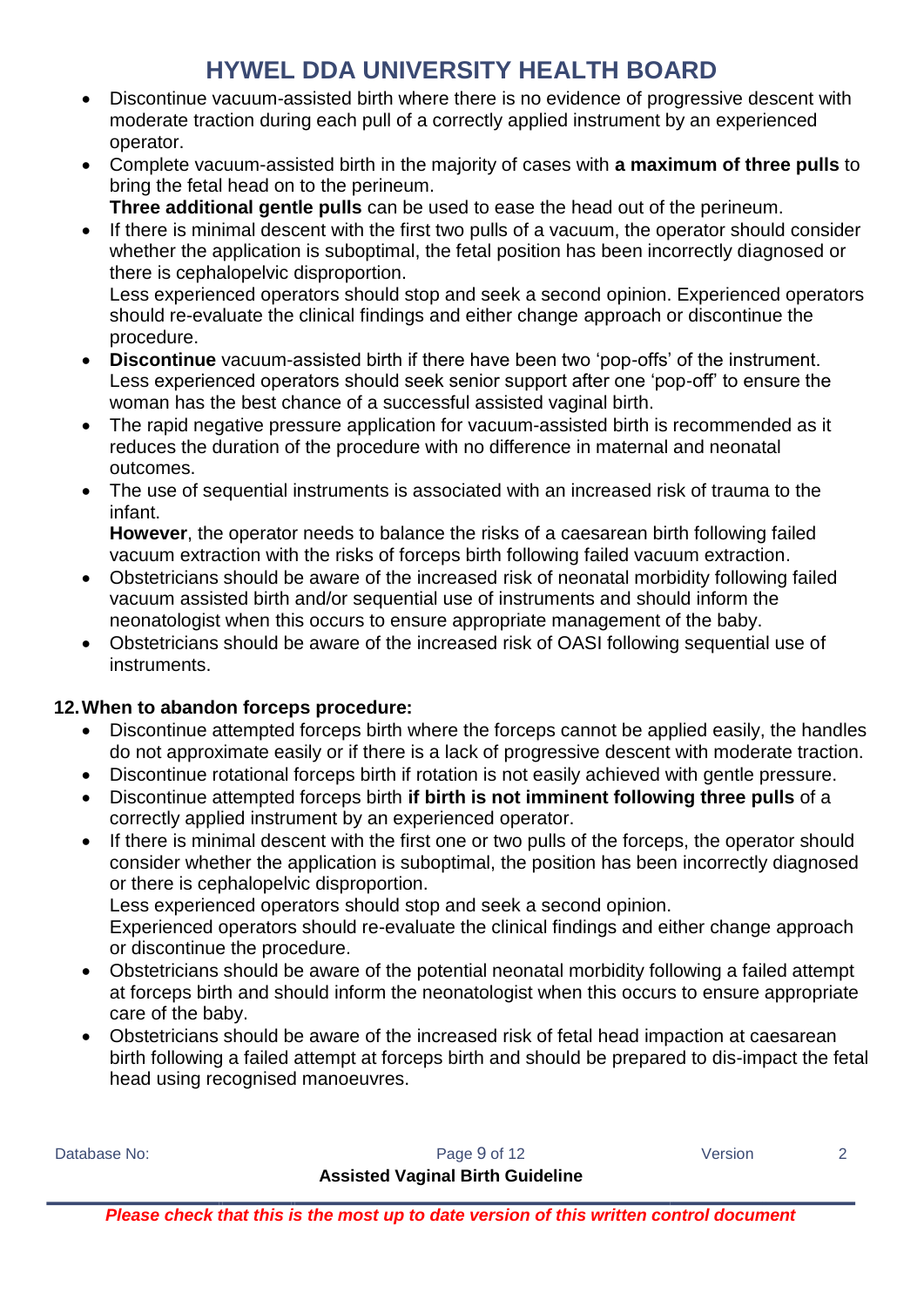- Discontinue vacuum-assisted birth where there is no evidence of progressive descent with moderate traction during each pull of a correctly applied instrument by an experienced operator.
- Complete vacuum-assisted birth in the majority of cases with **a maximum of three pulls** to bring the fetal head on to the perineum.
  **Three additional gentle pulls** can be used to ease the head out of the perineum.
- If there is minimal descent with the first two pulls of a vacuum, the operator should consider whether the application is suboptimal, the fetal position has been incorrectly diagnosed or there is cephalopelvic disproportion.
  Less experienced operators should stop and seek a second opinion. Experienced operators should re-evaluate the clinical findings and either change approach or discontinue the procedure.
- **Discontinue** vacuum-assisted birth if there have been two 'pop-offs' of the instrument. Less experienced operators should seek senior support after one 'pop-off' to ensure the woman has the best chance of a successful assisted vaginal birth.
- The rapid negative pressure application for vacuum-assisted birth is recommended as it reduces the duration of the procedure with no difference in maternal and neonatal outcomes.
- The use of sequential instruments is associated with an increased risk of trauma to the infant.
  **However**, the operator needs to balance the risks of a caesarean birth following failed vacuum extraction with the risks of forceps birth following failed vacuum extraction.
- Obstetricians should be aware of the increased risk of neonatal morbidity following failed vacuum assisted birth and/or sequential use of instruments and should inform the neonatologist when this occurs to ensure appropriate management of the baby.
- Obstetricians should be aware of the increased risk of OASI following sequential use of instruments.

## 12. When to abandon forceps procedure:

- Discontinue attempted forceps birth where the forceps cannot be applied easily, the handles do not approximate easily or if there is a lack of progressive descent with moderate traction.
- Discontinue rotational forceps birth if rotation is not easily achieved with gentle pressure.
- Discontinue attempted forceps birth **if birth is not imminent following three pulls** of a correctly applied instrument by an experienced operator.
- If there is minimal descent with the first one or two pulls of the forceps, the operator should consider whether the application is suboptimal, the position has been incorrectly diagnosed or there is cephalopelvic disproportion.
  Less experienced operators should stop and seek a second opinion.
  Experienced operators should re-evaluate the clinical findings and either change approach or discontinue the procedure.
- Obstetricians should be aware of the potential neonatal morbidity following a failed attempt at forceps birth and should inform the neonatologist when this occurs to ensure appropriate care of the baby.
- Obstetricians should be aware of the increased risk of fetal head impaction at caesarean birth following a failed attempt at forceps birth and should be prepared to dis-impact the fetal head using recognised manoeuvres.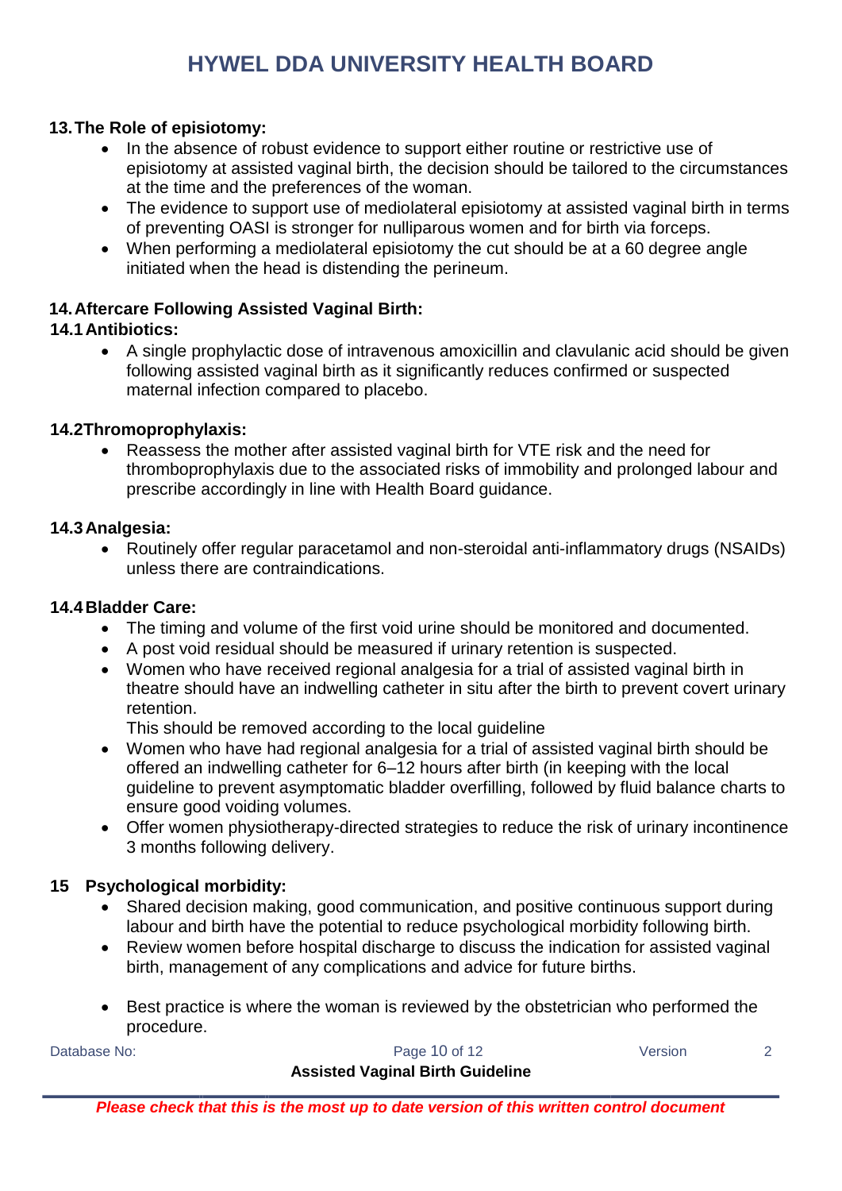## 13. The Role of episiotomy:

- In the absence of robust evidence to support either routine or restrictive use of episiotomy at assisted vaginal birth, the decision should be tailored to the circumstances at the time and the preferences of the woman.
- The evidence to support use of mediolateral episiotomy at assisted vaginal birth in terms of preventing OASI is stronger for nulliparous women and for birth via forceps.
- When performing a mediolateral episiotomy the cut should be at a 60 degree angle initiated when the head is distending the perineum.

## 14. Aftercare Following Assisted Vaginal Birth:

### 14.1 Antibiotics:

- A single prophylactic dose of intravenous amoxicillin and clavulanic acid should be given following assisted vaginal birth as it significantly reduces confirmed or suspected maternal infection compared to placebo.

### 14.2 Thromoprophylaxis:

- Reassess the mother after assisted vaginal birth for VTE risk and the need for thromboprophylaxis due to the associated risks of immobility and prolonged labour and prescribe accordingly in line with Health Board guidance.

### 14.3 Analgesia:

- Routinely offer regular paracetamol and non-steroidal anti-inflammatory drugs (NSAIDs) unless there are contraindications.

### 14.4 Bladder Care:

- The timing and volume of the first void urine should be monitored and documented.
- A post void residual should be measured if urinary retention is suspected.
- Women who have received regional analgesia for a trial of assisted vaginal birth in theatre should have an indwelling catheter in situ after the birth to prevent covert urinary retention.
  This should be removed according to the local guideline
- Women who have had regional analgesia for a trial of assisted vaginal birth should be offered an indwelling catheter for 6–12 hours after birth (in keeping with the local guideline to prevent asymptomatic bladder overfilling, followed by fluid balance charts to ensure good voiding volumes.
- Offer women physiotherapy-directed strategies to reduce the risk of urinary incontinence 3 months following delivery.

## 15 Psychological morbidity:

- Shared decision making, good communication, and positive continuous support during labour and birth have the potential to reduce psychological morbidity following birth.
- Review women before hospital discharge to discuss the indication for assisted vaginal birth, management of any complications and advice for future births.
- Best practice is where the woman is reviewed by the obstetrician who performed the procedure.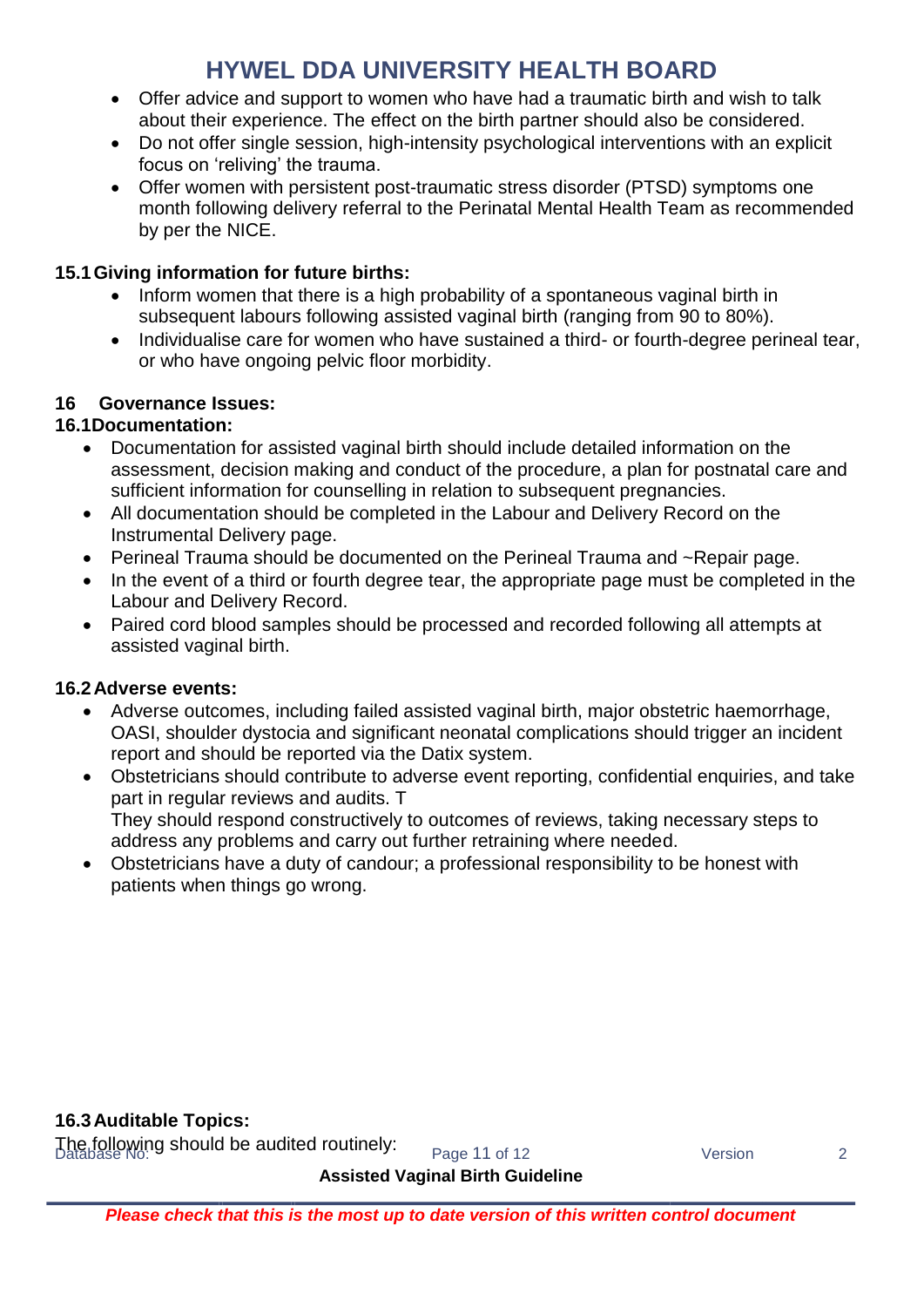- Offer advice and support to women who have had a traumatic birth and wish to talk about their experience. The effect on the birth partner should also be considered.
- Do not offer single session, high-intensity psychological interventions with an explicit focus on 'reliving' the trauma.
- Offer women with persistent post-traumatic stress disorder (PTSD) symptoms one month following delivery referral to the Perinatal Mental Health Team as recommended by per the NICE.

### 15.1 Giving information for future births:

- Inform women that there is a high probability of a spontaneous vaginal birth in subsequent labours following assisted vaginal birth (ranging from 90 to 80%).
- Individualise care for women who have sustained a third- or fourth-degree perineal tear, or who have ongoing pelvic floor morbidity.

## 16 Governance Issues:

### 16.1 Documentation:

- Documentation for assisted vaginal birth should include detailed information on the assessment, decision making and conduct of the procedure, a plan for postnatal care and sufficient information for counselling in relation to subsequent pregnancies.
- All documentation should be completed in the Labour and Delivery Record on the Instrumental Delivery page.
- Perineal Trauma should be documented on the Perineal Trauma and ~Repair page.
- In the event of a third or fourth degree tear, the appropriate page must be completed in the Labour and Delivery Record.
- Paired cord blood samples should be processed and recorded following all attempts at assisted vaginal birth.

### 16.2 Adverse events:

- Adverse outcomes, including failed assisted vaginal birth, major obstetric haemorrhage, OASI, shoulder dystocia and significant neonatal complications should trigger an incident report and should be reported via the Datix system.
- Obstetricians should contribute to adverse event reporting, confidential enquiries, and take part in regular reviews and audits. T
  They should respond constructively to outcomes of reviews, taking necessary steps to address any problems and carry out further retraining where needed.
- Obstetricians have a duty of candour; a professional responsibility to be honest with patients when things go wrong.

### 16.3 Auditable Topics:

The following should be audited routinely: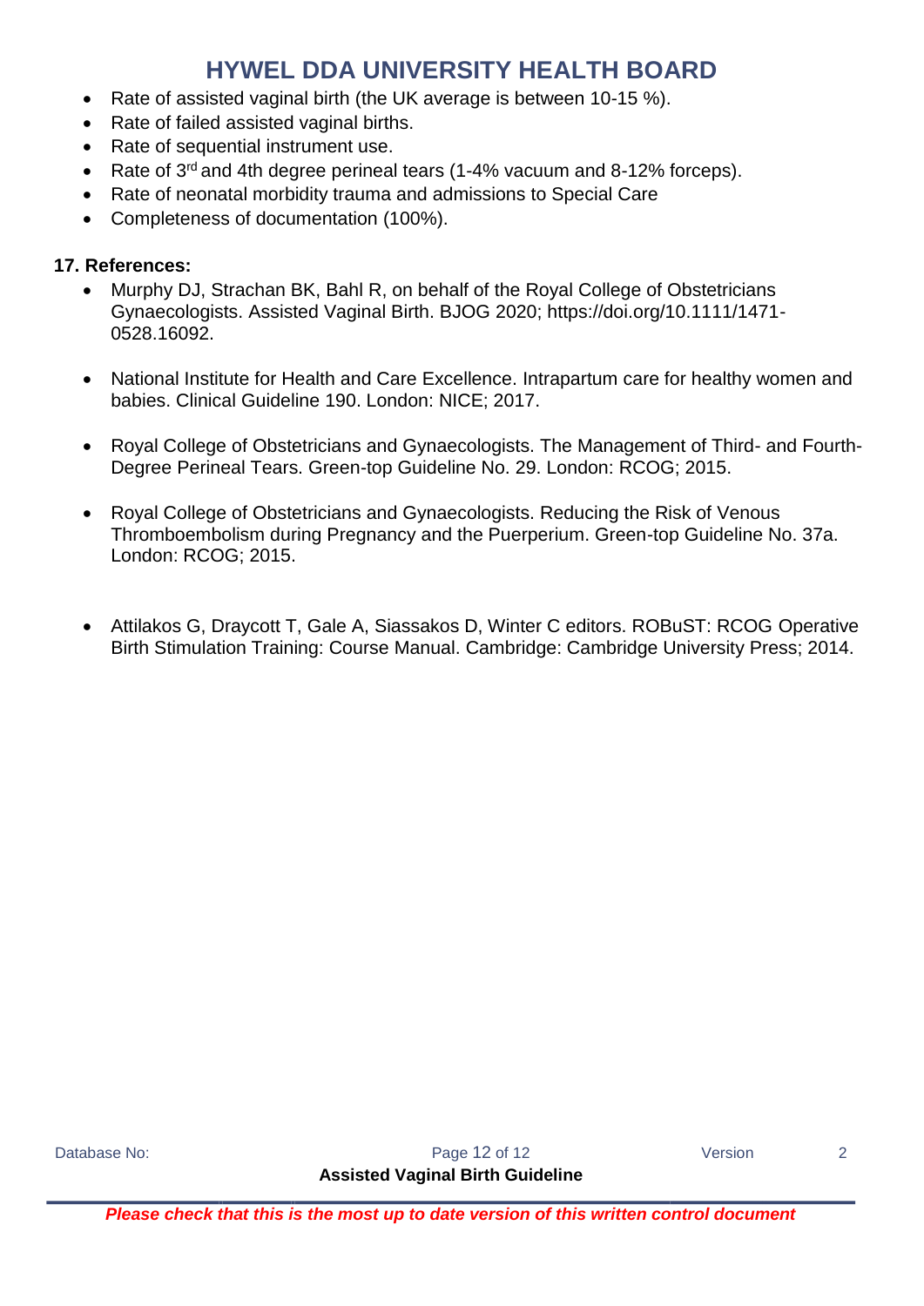- Rate of assisted vaginal birth (the UK average is between 10-15 %).
- Rate of failed assisted vaginal births.
- Rate of sequential instrument use.
- Rate of 3rd and 4th degree perineal tears (1-4% vacuum and 8-12% forceps).
- Rate of neonatal morbidity trauma and admissions to Special Care
- Completeness of documentation (100%).

**17. References:**

- Murphy DJ, Strachan BK, Bahl R, on behalf of the Royal College of Obstetricians Gynaecologists. Assisted Vaginal Birth. BJOG 2020; https://doi.org/10.1111/1471-0528.16092.

- National Institute for Health and Care Excellence. Intrapartum care for healthy women and babies. Clinical Guideline 190. London: NICE; 2017.

- Royal College of Obstetricians and Gynaecologists. The Management of Third- and Fourth-Degree Perineal Tears. Green-top Guideline No. 29. London: RCOG; 2015.

- Royal College of Obstetricians and Gynaecologists. Reducing the Risk of Venous Thromboembolism during Pregnancy and the Puerperium. Green-top Guideline No. 37a. London: RCOG; 2015.

- Attilakos G, Draycott T, Gale A, Siassakos D, Winter C editors. ROBuST: RCOG Operative Birth Stimulation Training: Course Manual. Cambridge: Cambridge University Press; 2014.